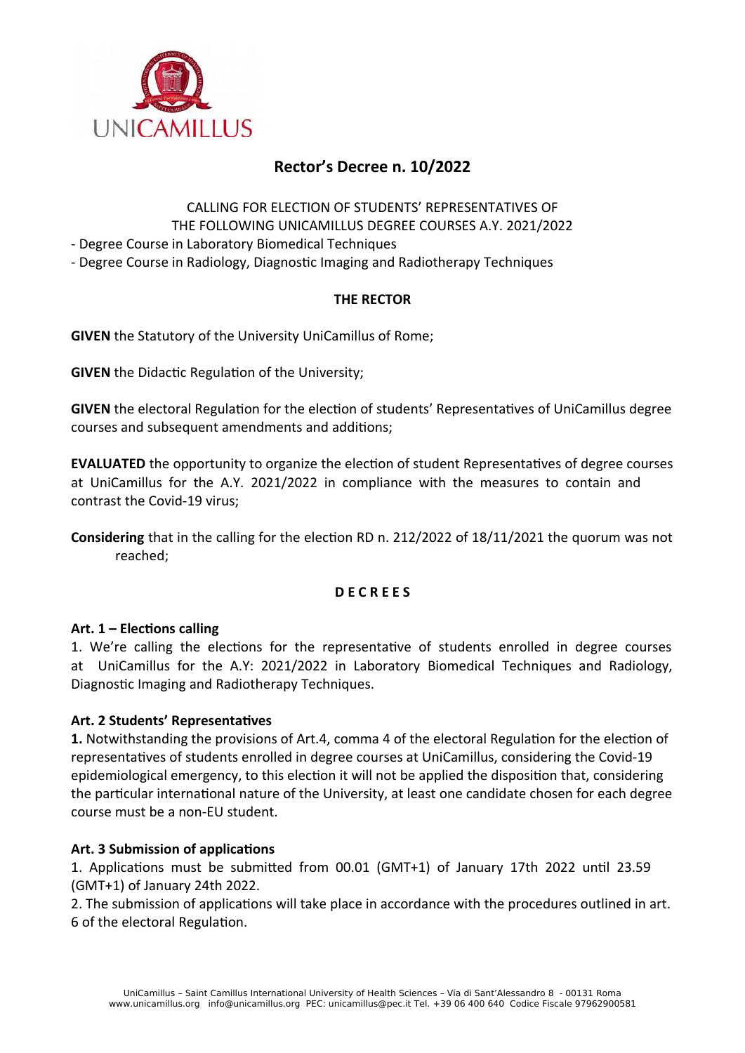# Rector's Decree n. 10/2022

CALLING FOR ELECTION OF STUDENTS' REPRESENTATIVES OF THE FOLLOWING UNICAMILLUS DEGREE COURSES A.Y. 2021/2022

- Degree Course in Laboratory Biomedical Techniques
- Degree Course in Radiology, Diagnostic Imaging and Radiotherapy Techniques

**THE RECTOR**

**GIVEN** the Statutory of the University UniCamillus of Rome;

**GIVEN** the Didactic Regulation of the University;

**GIVEN** the electoral Regulation for the election of students' Representatives of UniCamillus degree courses and subsequent amendments and additions;

**EVALUATED** the opportunity to organize the election of student Representatives of degree courses at UniCamillus for the A.Y. 2021/2022 in compliance with the measures to contain and contrast the Covid-19 virus;

**Considering** that in the calling for the election RD n. 212/2022 of 18/11/2021 the quorum was not reached;

**D E C R E E S**

### Art. 1 – Elections calling

1. We're calling the elections for the representative of students enrolled in degree courses at UniCamillus for the A.Y: 2021/2022 in Laboratory Biomedical Techniques and Radiology, Diagnostic Imaging and Radiotherapy Techniques.

### Art. 2 Students' Representatives

**1.** Notwithstanding the provisions of Art.4, comma 4 of the electoral Regulation for the election of representatives of students enrolled in degree courses at UniCamillus, considering the Covid-19 epidemiological emergency, to this election it will not be applied the disposition that, considering the particular international nature of the University, at least one candidate chosen for each degree course must be a non-EU student.

### Art. 3 Submission of applications

1. Applications must be submitted from 00.01 (GMT+1) of January 17th 2022 until 23.59 (GMT+1) of January 24th 2022.
2. The submission of applications will take place in accordance with the procedures outlined in art. 6 of the electoral Regulation.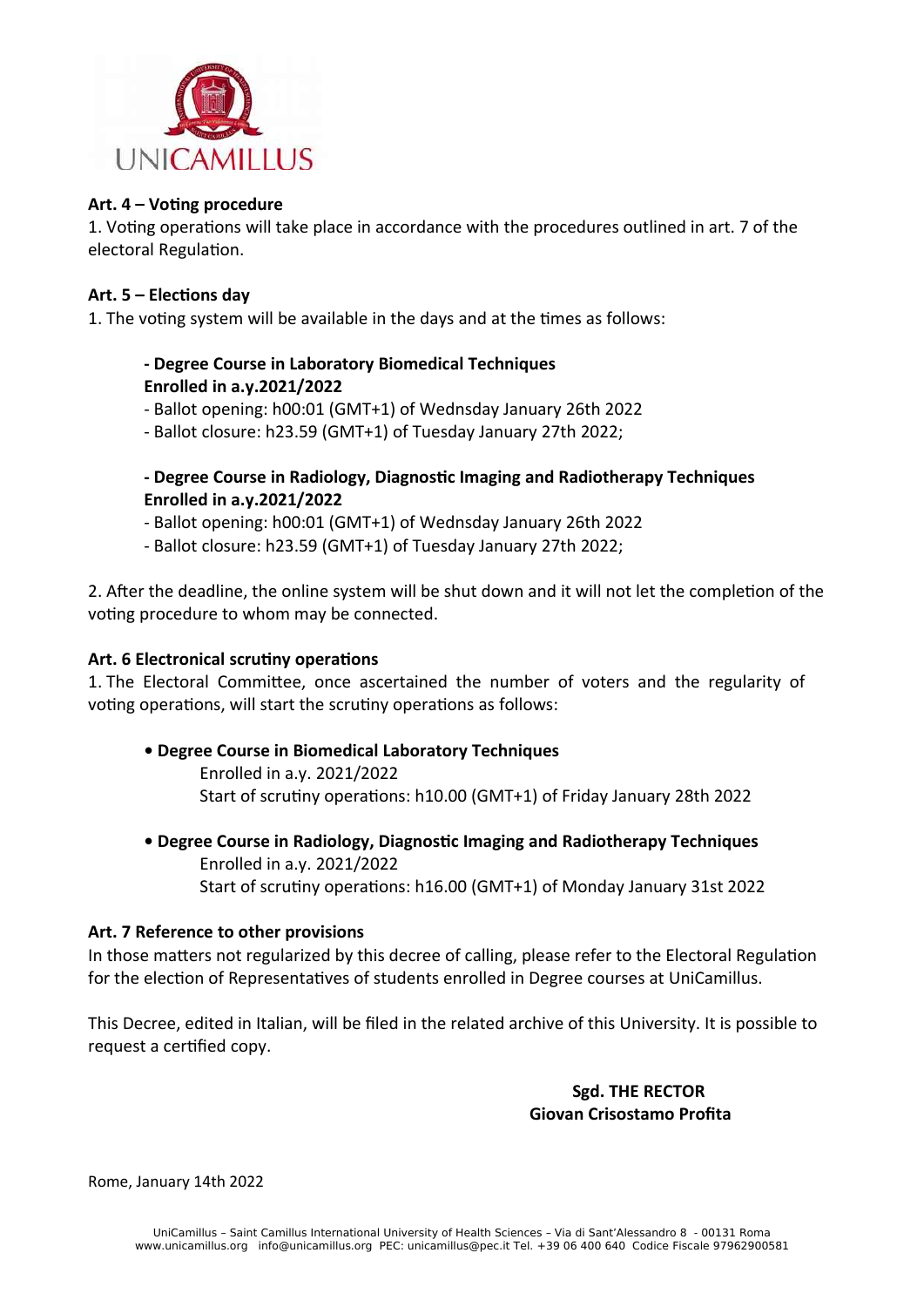**Art. 4 – Voting procedure**

1. Voting operations will take place in accordance with the procedures outlined in art. 7 of the electoral Regulation.

**Art. 5 – Elections day**

1. The voting system will be available in the days and at the times as follows:

**- Degree Course in Laboratory Biomedical Techniques**
**Enrolled in a.y.2021/2022**
- Ballot opening: h00:01 (GMT+1) of Wednsday January 26th 2022
- Ballot closure: h23.59 (GMT+1) of Tuesday January 27th 2022;

**- Degree Course in Radiology, Diagnostic Imaging and Radiotherapy Techniques**
**Enrolled in a.y.2021/2022**
- Ballot opening: h00:01 (GMT+1) of Wednsday January 26th 2022
- Ballot closure: h23.59 (GMT+1) of Tuesday January 27th 2022;

2. After the deadline, the online system will be shut down and it will not let the completion of the voting procedure to whom may be connected.

**Art. 6 Electronical scrutiny operations**

1. The Electoral Committee, once ascertained the number of voters and the regularity of voting operations, will start the scrutiny operations as follows:

- **Degree Course in Biomedical Laboratory Techniques**
  Enrolled in a.y. 2021/2022
  Start of scrutiny operations: h10.00 (GMT+1) of Friday January 28th 2022

- **Degree Course in Radiology, Diagnostic Imaging and Radiotherapy Techniques**
  Enrolled in a.y. 2021/2022
  Start of scrutiny operations: h16.00 (GMT+1) of Monday January 31st 2022

**Art. 7 Reference to other provisions**

In those matters not regularized by this decree of calling, please refer to the Electoral Regulation for the election of Representatives of students enrolled in Degree courses at UniCamillus.

This Decree, edited in Italian, will be filed in the related archive of this University. It is possible to request a certified copy.

**Sgd. THE RECTOR**
**Giovan Crisostamo Profita**

Rome, January 14th 2022